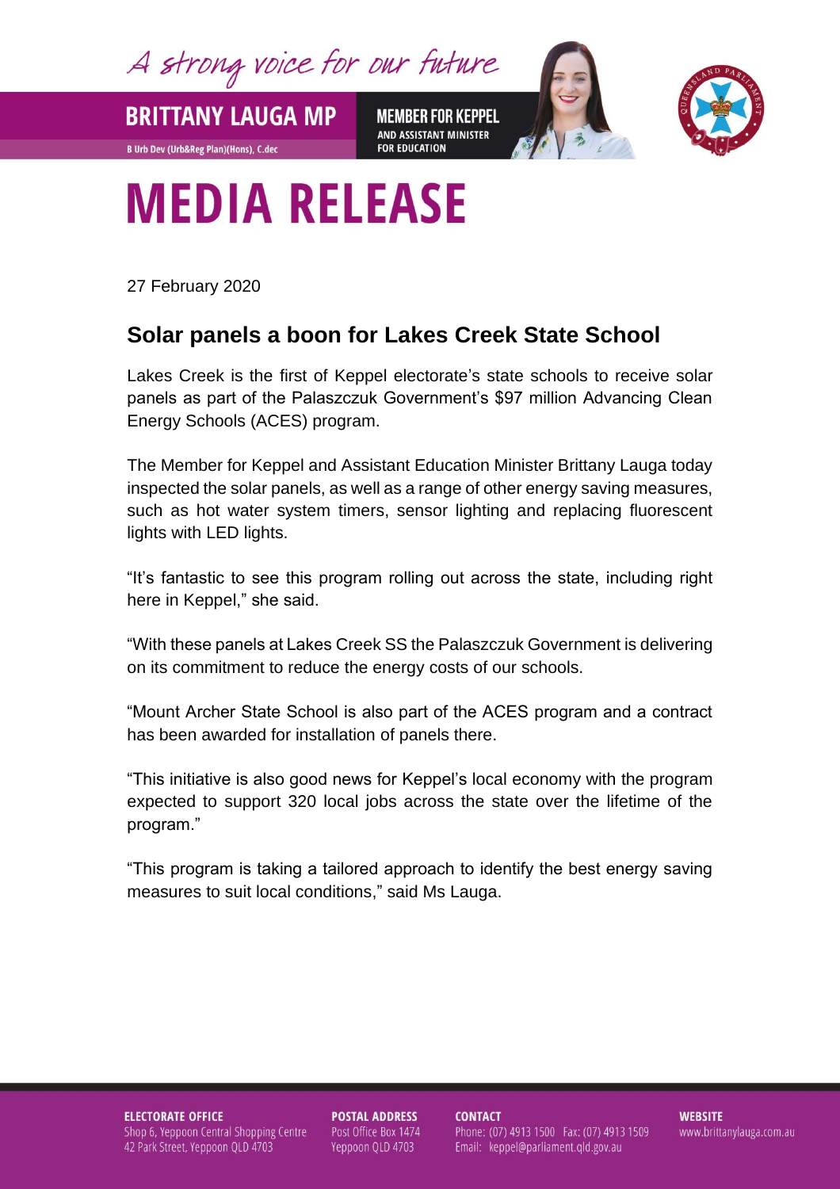A strong voice for our future

**BRITTANY LAUGA MP**

B Urb Dev (Urb&Reg Plan)(Hons), C.dec

**MEMBER FOR KEPPEL**
AND ASSISTANT MINISTER FOR EDUCATION

# MEDIA RELEASE

27 February 2020

## Solar panels a boon for Lakes Creek State School

Lakes Creek is the first of Keppel electorate's state schools to receive solar panels as part of the Palaszczuk Government's $97 million Advancing Clean Energy Schools (ACES) program.

The Member for Keppel and Assistant Education Minister Brittany Lauga today inspected the solar panels, as well as a range of other energy saving measures, such as hot water system timers, sensor lighting and replacing fluorescent lights with LED lights.

"It's fantastic to see this program rolling out across the state, including right here in Keppel," she said.

"With these panels at Lakes Creek SS the Palaszczuk Government is delivering on its commitment to reduce the energy costs of our schools.

"Mount Archer State School is also part of the ACES program and a contract has been awarded for installation of panels there.

"This initiative is also good news for Keppel's local economy with the program expected to support 320 local jobs across the state over the lifetime of the program."

"This program is taking a tailored approach to identify the best energy saving measures to suit local conditions," said Ms Lauga.

**ELECTORATE OFFICE**
Shop 6, Yeppoon Central Shopping Centre
42 Park Street, Yeppoon QLD 4703

**POSTAL ADDRESS**
Post Office Box 1474
Yeppoon QLD 4703

**CONTACT**
Phone: (07) 4913 1500 Fax: (07) 4913 1509
Email: keppel@parliament.qld.gov.au

**WEBSITE**
www.brittanylauga.com.au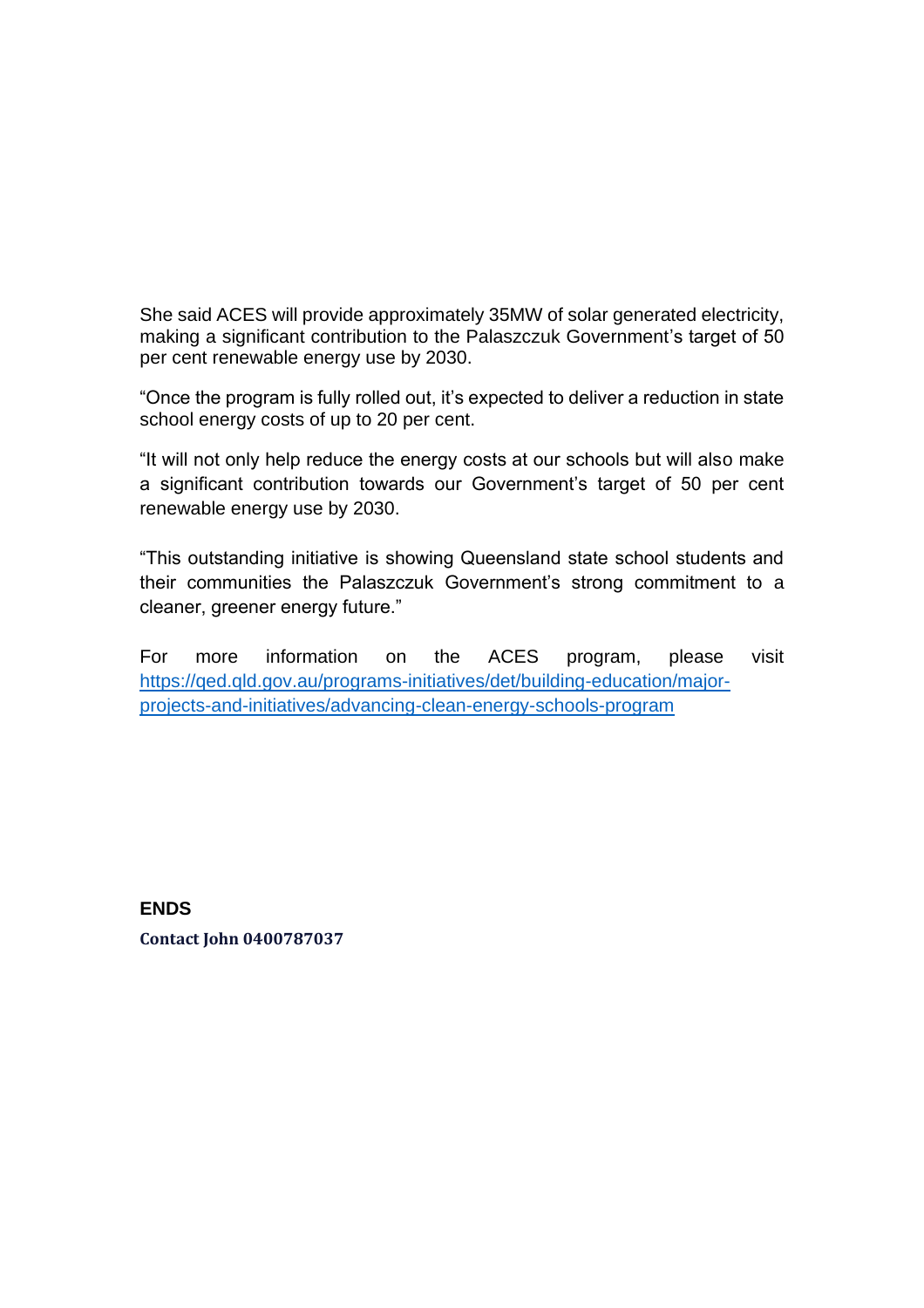She said ACES will provide approximately 35MW of solar generated electricity, making a significant contribution to the Palaszczuk Government's target of 50 per cent renewable energy use by 2030.

"Once the program is fully rolled out, it's expected to deliver a reduction in state school energy costs of up to 20 per cent.

"It will not only help reduce the energy costs at our schools but will also make a significant contribution towards our Government's target of 50 per cent renewable energy use by 2030.

"This outstanding initiative is showing Queensland state school students and their communities the Palaszczuk Government's strong commitment to a cleaner, greener energy future."

For more information on the ACES program, please visit https://qed.qld.gov.au/programs-initiatives/det/building-education/major-projects-and-initiatives/advancing-clean-energy-schools-program

**ENDS**

**Contact John 0400787037**